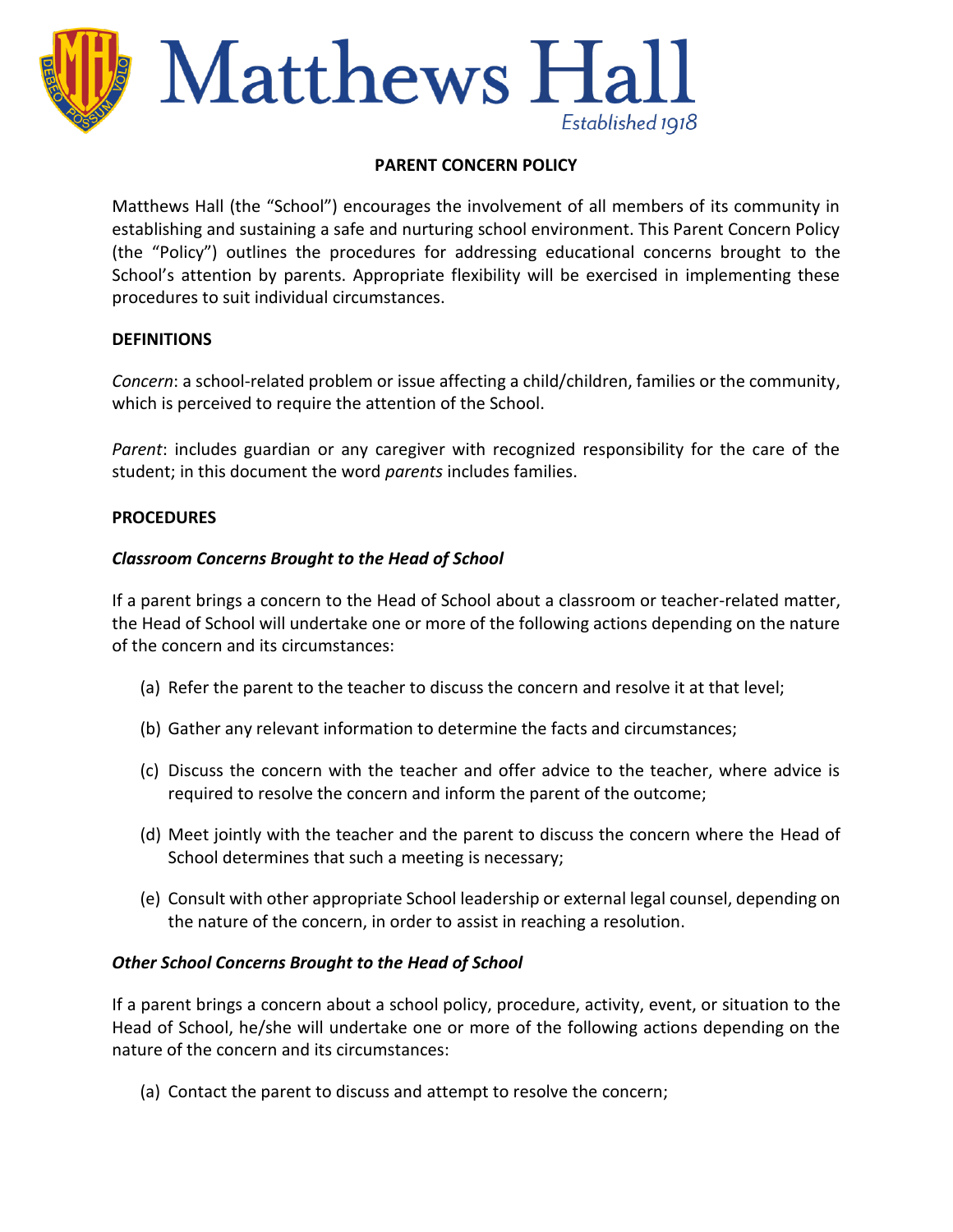# Matthews Hall

*Established 1918*

## PARENT CONCERN POLICY

Matthews Hall (the "School") encourages the involvement of all members of its community in establishing and sustaining a safe and nurturing school environment. This Parent Concern Policy (the "Policy") outlines the procedures for addressing educational concerns brought to the School's attention by parents. Appropriate flexibility will be exercised in implementing these procedures to suit individual circumstances.

### DEFINITIONS

*Concern*: a school-related problem or issue affecting a child/children, families or the community, which is perceived to require the attention of the School.

*Parent*: includes guardian or any caregiver with recognized responsibility for the care of the student; in this document the word *parents* includes families.

### PROCEDURES

#### *Classroom Concerns Brought to the Head of School*

If a parent brings a concern to the Head of School about a classroom or teacher-related matter, the Head of School will undertake one or more of the following actions depending on the nature of the concern and its circumstances:

(a) Refer the parent to the teacher to discuss the concern and resolve it at that level;

(b) Gather any relevant information to determine the facts and circumstances;

(c) Discuss the concern with the teacher and offer advice to the teacher, where advice is required to resolve the concern and inform the parent of the outcome;

(d) Meet jointly with the teacher and the parent to discuss the concern where the Head of School determines that such a meeting is necessary;

(e) Consult with other appropriate School leadership or external legal counsel, depending on the nature of the concern, in order to assist in reaching a resolution.

#### *Other School Concerns Brought to the Head of School*

If a parent brings a concern about a school policy, procedure, activity, event, or situation to the Head of School, he/she will undertake one or more of the following actions depending on the nature of the concern and its circumstances:

(a) Contact the parent to discuss and attempt to resolve the concern;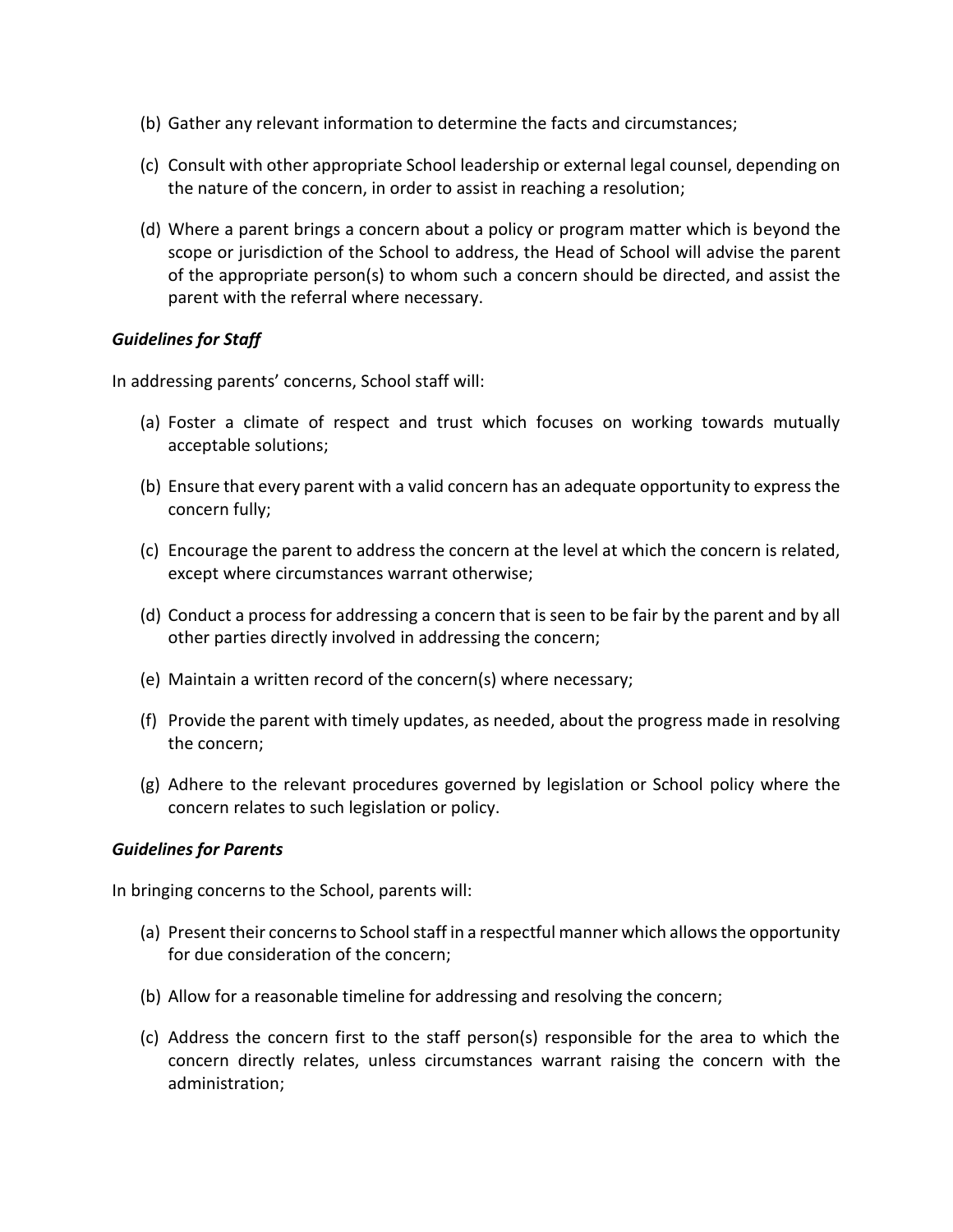(b) Gather any relevant information to determine the facts and circumstances;

(c) Consult with other appropriate School leadership or external legal counsel, depending on the nature of the concern, in order to assist in reaching a resolution;

(d) Where a parent brings a concern about a policy or program matter which is beyond the scope or jurisdiction of the School to address, the Head of School will advise the parent of the appropriate person(s) to whom such a concern should be directed, and assist the parent with the referral where necessary.

***Guidelines for Staff***

In addressing parents' concerns, School staff will:

(a) Foster a climate of respect and trust which focuses on working towards mutually acceptable solutions;

(b) Ensure that every parent with a valid concern has an adequate opportunity to express the concern fully;

(c) Encourage the parent to address the concern at the level at which the concern is related, except where circumstances warrant otherwise;

(d) Conduct a process for addressing a concern that is seen to be fair by the parent and by all other parties directly involved in addressing the concern;

(e) Maintain a written record of the concern(s) where necessary;

(f) Provide the parent with timely updates, as needed, about the progress made in resolving the concern;

(g) Adhere to the relevant procedures governed by legislation or School policy where the concern relates to such legislation or policy.

***Guidelines for Parents***

In bringing concerns to the School, parents will:

(a) Present their concerns to School staff in a respectful manner which allows the opportunity for due consideration of the concern;

(b) Allow for a reasonable timeline for addressing and resolving the concern;

(c) Address the concern first to the staff person(s) responsible for the area to which the concern directly relates, unless circumstances warrant raising the concern with the administration;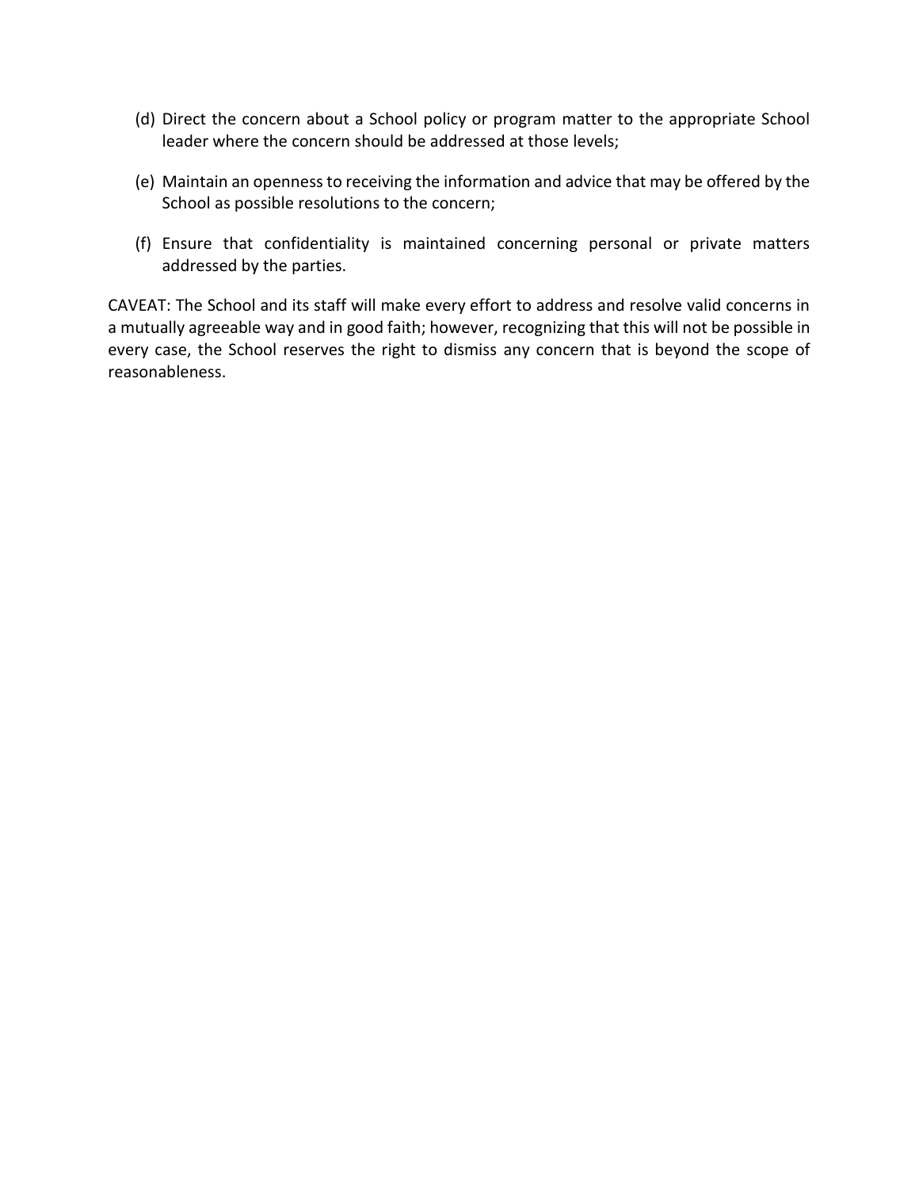(d) Direct the concern about a School policy or program matter to the appropriate School leader where the concern should be addressed at those levels;

(e) Maintain an openness to receiving the information and advice that may be offered by the School as possible resolutions to the concern;

(f) Ensure that confidentiality is maintained concerning personal or private matters addressed by the parties.

CAVEAT: The School and its staff will make every effort to address and resolve valid concerns in a mutually agreeable way and in good faith; however, recognizing that this will not be possible in every case, the School reserves the right to dismiss any concern that is beyond the scope of reasonableness.